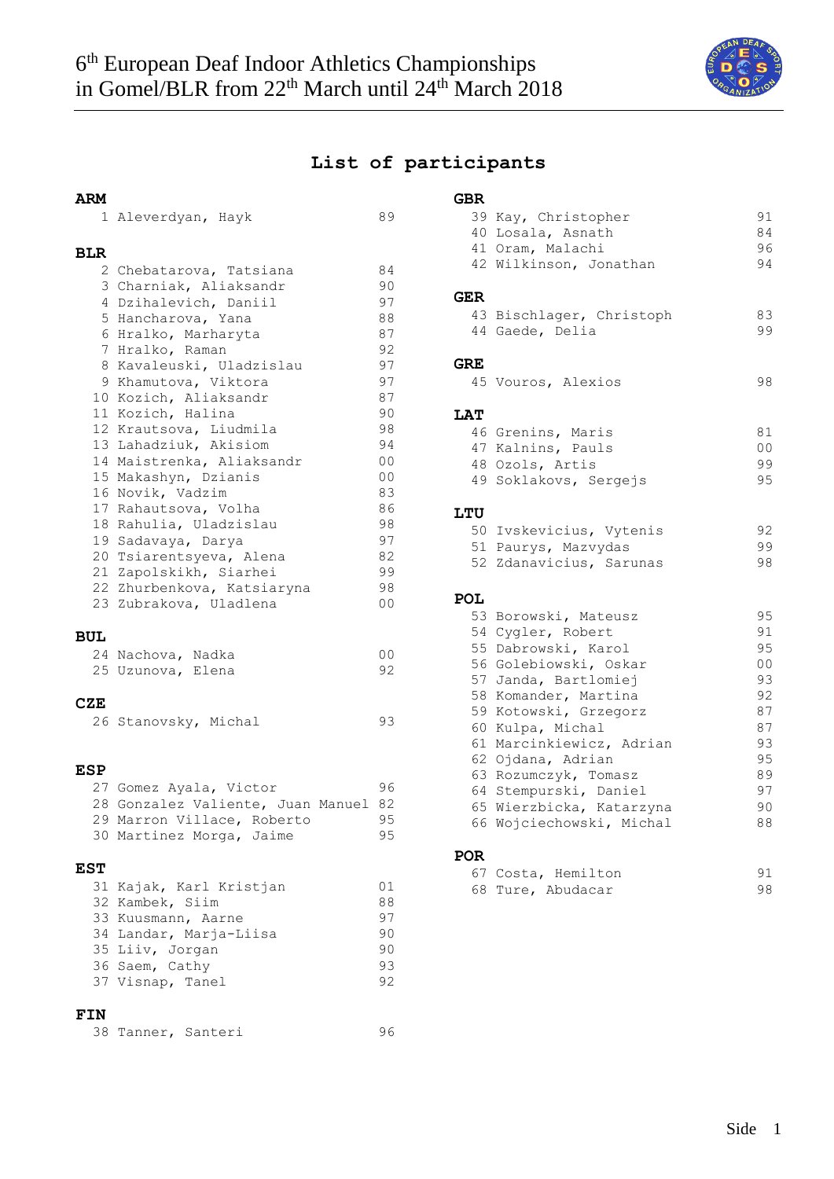# 6th European Deaf Indoor Athletics Championships in Gomel/BLR from 22th March until 24th March 2018

## List of participants

**ARM**

| | | |
|---|---|---|
| 1 | Aleverdyan, Hayk | 89 |

**BLR**

| | | |
|---|---|---|
| 2 | Chebatarova, Tatsiana | 84 |
| 3 | Charniak, Aliaksandr | 90 |
| 4 | Dzihalevich, Daniil | 97 |
| 5 | Hancharova, Yana | 88 |
| 6 | Hralko, Marharyta | 87 |
| 7 | Hralko, Raman | 92 |
| 8 | Kavaleuski, Uladzislau | 97 |
| 9 | Khamutova, Viktora | 97 |
| 10 | Kozich, Aliaksandr | 87 |
| 11 | Kozich, Halina | 90 |
| 12 | Krautsova, Liudmila | 98 |
| 13 | Lahadziuk, Akisiom | 94 |
| 14 | Maistrenka, Aliaksandr | 00 |
| 15 | Makashyn, Dzianis | 00 |
| 16 | Novik, Vadzim | 83 |
| 17 | Rahautsova, Volha | 86 |
| 18 | Rahulia, Uladzislau | 98 |
| 19 | Sadavaya, Darya | 97 |
| 20 | Tsiarentsyeva, Alena | 82 |
| 21 | Zapolskikh, Siarhei | 99 |
| 22 | Zhurbenkova, Katsiaryna | 98 |
| 23 | Zubrakova, Uladlena | 00 |

**BUL**

| | | |
|---|---|---|
| 24 | Nachova, Nadka | 00 |
| 25 | Uzunova, Elena | 92 |

**CZE**

| | | |
|---|---|---|
| 26 | Stanovsky, Michal | 93 |

**ESP**

| | | |
|---|---|---|
| 27 | Gomez Ayala, Victor | 96 |
| 28 | Gonzalez Valiente, Juan Manuel | 82 |
| 29 | Marron Villace, Roberto | 95 |
| 30 | Martinez Morga, Jaime | 95 |

**EST**

| | | |
|---|---|---|
| 31 | Kajak, Karl Kristjan | 01 |
| 32 | Kambek, Siim | 88 |
| 33 | Kuusmann, Aarne | 97 |
| 34 | Landar, Marja-Liisa | 90 |
| 35 | Liiv, Jorgan | 90 |
| 36 | Saem, Cathy | 93 |
| 37 | Visnap, Tanel | 92 |

**FIN**

| | | |
|---|---|---|
| 38 | Tanner, Santeri | 96 |

**GBR**

| | | |
|---|---|---|
| 39 | Kay, Christopher | 91 |
| 40 | Losala, Asnath | 84 |
| 41 | Oram, Malachi | 96 |
| 42 | Wilkinson, Jonathan | 94 |

**GER**

| | | |
|---|---|---|
| 43 | Bischlager, Christoph | 83 |
| 44 | Gaede, Delia | 99 |

**GRE**

| | | |
|---|---|---|
| 45 | Vouros, Alexios | 98 |

**LAT**

| | | |
|---|---|---|
| 46 | Grenins, Maris | 81 |
| 47 | Kalnins, Pauls | 00 |
| 48 | Ozols, Artis | 99 |
| 49 | Soklakovs, Sergejs | 95 |

**LTU**

| | | |
|---|---|---|
| 50 | Ivskevicius, Vytenis | 92 |
| 51 | Paurys, Mazvydas | 99 |
| 52 | Zdanavicius, Sarunas | 98 |

**POL**

| | | |
|---|---|---|
| 53 | Borowski, Mateusz | 95 |
| 54 | Cygler, Robert | 91 |
| 55 | Dabrowski, Karol | 95 |
| 56 | Golebiowski, Oskar | 00 |
| 57 | Janda, Bartlomiej | 93 |
| 58 | Komander, Martina | 92 |
| 59 | Kotowski, Grzegorz | 87 |
| 60 | Kulpa, Michal | 87 |
| 61 | Marcinkiewicz, Adrian | 93 |
| 62 | Ojdana, Adrian | 95 |
| 63 | Rozumczyk, Tomasz | 89 |
| 64 | Stempurski, Daniel | 97 |
| 65 | Wierzbicka, Katarzyna | 90 |
| 66 | Wojciechowski, Michal | 88 |

**POR**

| | | |
|---|---|---|
| 67 | Costa, Hemilton | 91 |
| 68 | Ture, Abudacar | 98 |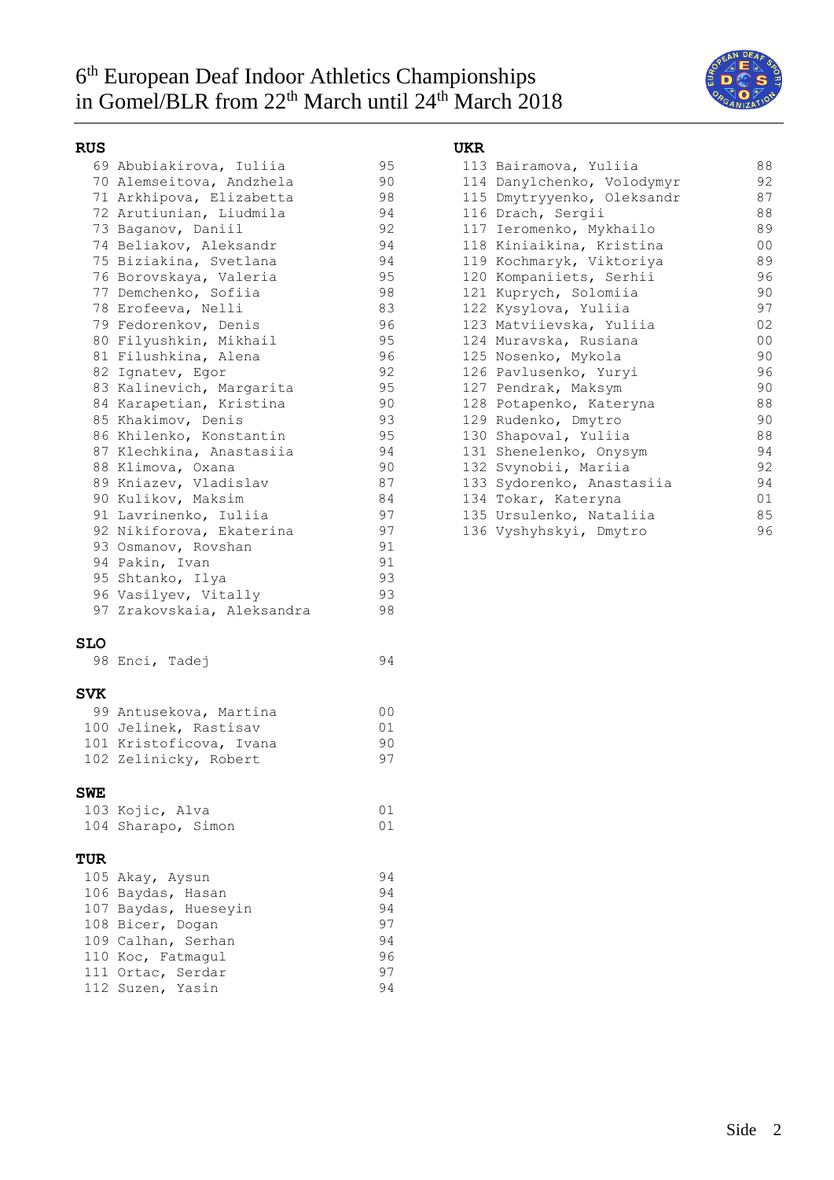# 6[th] European Deaf Indoor Athletics Championships in Gomel/BLR from 22[th] March until 24[th] March 2018

**RUS**

| No. | Name | Year |
|---|---|---|
| 69 | Abubiakirova, Iuliia | 95 |
| 70 | Alemseitova, Andzhela | 90 |
| 71 | Arkhipova, Elizabetta | 98 |
| 72 | Arutiunian, Liudmila | 94 |
| 73 | Baganov, Daniil | 92 |
| 74 | Beliakov, Aleksandr | 94 |
| 75 | Biziakina, Svetlana | 94 |
| 76 | Borovskaya, Valeria | 95 |
| 77 | Demchenko, Sofiia | 98 |
| 78 | Erofeeva, Nelli | 83 |
| 79 | Fedorenkov, Denis | 96 |
| 80 | Filyushkin, Mikhail | 95 |
| 81 | Filushkina, Alena | 96 |
| 82 | Ignatev, Egor | 92 |
| 83 | Kalinevich, Margarita | 95 |
| 84 | Karapetian, Kristina | 90 |
| 85 | Khakimov, Denis | 93 |
| 86 | Khilenko, Konstantin | 95 |
| 87 | Klechkina, Anastasiia | 94 |
| 88 | Klimova, Oxana | 90 |
| 89 | Kniazev, Vladislav | 87 |
| 90 | Kulikov, Maksim | 84 |
| 91 | Lavrinenko, Iuliia | 97 |
| 92 | Nikiforova, Ekaterina | 97 |
| 93 | Osmanov, Rovshan | 91 |
| 94 | Pakin, Ivan | 91 |
| 95 | Shtanko, Ilya | 93 |
| 96 | Vasilyev, Vitally | 93 |
| 97 | Zrakovskaia, Aleksandra | 98 |

**SLO**

| No. | Name | Year |
|---|---|---|
| 98 | Enci, Tadej | 94 |

**SVK**

| No. | Name | Year |
|---|---|---|
| 99 | Antusekova, Martina | 00 |
| 100 | Jelinek, Rastisav | 01 |
| 101 | Kristoficova, Ivana | 90 |
| 102 | Zelinicky, Robert | 97 |

**SWE**

| No. | Name | Year |
|---|---|---|
| 103 | Kojic, Alva | 01 |
| 104 | Sharapo, Simon | 01 |

**TUR**

| No. | Name | Year |
|---|---|---|
| 105 | Akay, Aysun | 94 |
| 106 | Baydas, Hasan | 94 |
| 107 | Baydas, Hueseyin | 94 |
| 108 | Bicer, Dogan | 97 |
| 109 | Calhan, Serhan | 94 |
| 110 | Koc, Fatmagul | 96 |
| 111 | Ortac, Serdar | 97 |
| 112 | Suzen, Yasin | 94 |

**UKR**

| No. | Name | Year |
|---|---|---|
| 113 | Bairamova, Yuliia | 88 |
| 114 | Danylchenko, Volodymyr | 92 |
| 115 | Dmytryyenko, Oleksandr | 87 |
| 116 | Drach, Sergii | 88 |
| 117 | Ieromenko, Mykhailo | 89 |
| 118 | Kiniaikina, Kristina | 00 |
| 119 | Kochmaryk, Viktoriya | 89 |
| 120 | Kompaniiets, Serhii | 96 |
| 121 | Kuprych, Solomiia | 90 |
| 122 | Kysylova, Yuliia | 97 |
| 123 | Matviievska, Yuliia | 02 |
| 124 | Muravska, Rusiana | 00 |
| 125 | Nosenko, Mykola | 90 |
| 126 | Pavlusenko, Yuryi | 96 |
| 127 | Pendrak, Maksym | 90 |
| 128 | Potapenko, Kateryna | 88 |
| 129 | Rudenko, Dmytro | 90 |
| 130 | Shapoval, Yuliia | 88 |
| 131 | Shenelenko, Onysym | 94 |
| 132 | Svynobii, Mariia | 92 |
| 133 | Sydorenko, Anastasiia | 94 |
| 134 | Tokar, Kateryna | 01 |
| 135 | Ursulenko, Nataliia | 85 |
| 136 | Vyshyhskyi, Dmytro | 96 |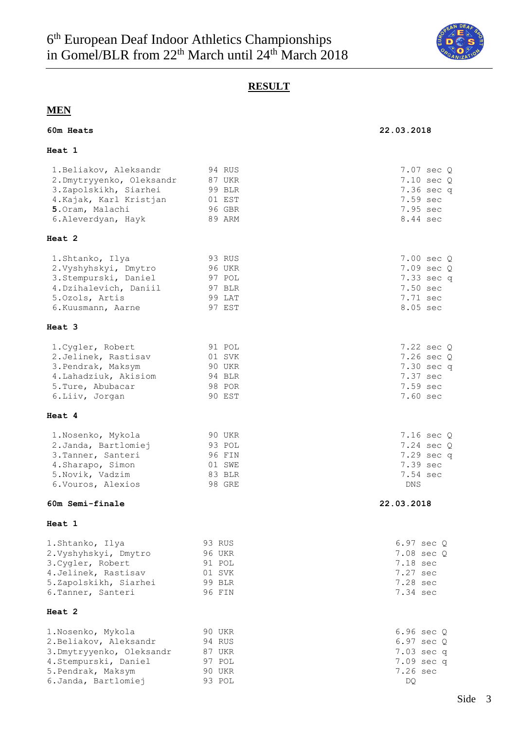# 6th European Deaf Indoor Athletics Championships in Gomel/BLR from 22th March until 24th March 2018

## RESULT

## MEN

**60m Heats** — **22.03.2018**

**Heat 1**

| Place | Name | Year | Country | Result |
|---|---|---|---|---|
| 1. | Beliakov, Aleksandr | 94 | RUS | 7.07 sec Q |
| 2. | Dmytryyenko, Oleksandr | 87 | UKR | 7.10 sec Q |
| 3. | Zapolskikh, Siarhei | 99 | BLR | 7.36 sec q |
| 4. | Kajak, Karl Kristjan | 01 | EST | 7.59 sec |
| **5.** | Oram, Malachi | 96 | GBR | 7.95 sec |
| 6. | Aleverdyan, Hayk | 89 | ARM | 8.44 sec |

**Heat 2**

| Place | Name | Year | Country | Result |
|---|---|---|---|---|
| 1. | Shtanko, Ilya | 93 | RUS | 7.00 sec Q |
| 2. | Vyshyhskyi, Dmytro | 96 | UKR | 7.09 sec Q |
| 3. | Stempurski, Daniel | 97 | POL | 7.33 sec q |
| 4. | Dzihalevich, Daniil | 97 | BLR | 7.50 sec |
| 5. | Ozols, Artis | 99 | LAT | 7.71 sec |
| 6. | Kuusmann, Aarne | 97 | EST | 8.05 sec |

**Heat 3**

| Place | Name | Year | Country | Result |
|---|---|---|---|---|
| 1. | Cygler, Robert | 91 | POL | 7.22 sec Q |
| 2. | Jelinek, Rastisav | 01 | SVK | 7.26 sec Q |
| 3. | Pendrak, Maksym | 90 | UKR | 7.30 sec q |
| 4. | Lahadziuk, Akisiom | 94 | BLR | 7.37 sec |
| 5. | Ture, Abubacar | 98 | POR | 7.59 sec |
| 6. | Liiv, Jorgan | 90 | EST | 7.60 sec |

**Heat 4**

| Place | Name | Year | Country | Result |
|---|---|---|---|---|
| 1. | Nosenko, Mykola | 90 | UKR | 7.16 sec Q |
| 2. | Janda, Bartlomiej | 93 | POL | 7.24 sec Q |
| 3. | Tanner, Santeri | 96 | FIN | 7.29 sec q |
| 4. | Sharapo, Simon | 01 | SWE | 7.39 sec |
| 5. | Novik, Vadzim | 83 | BLR | 7.54 sec |
| 6. | Vouros, Alexios | 98 | GRE | DNS |

**60m Semi-finale** — **22.03.2018**

**Heat 1**

| Place | Name | Year | Country | Result |
|---|---|---|---|---|
| 1. | Shtanko, Ilya | 93 | RUS | 6.97 sec Q |
| 2. | Vyshyhskyi, Dmytro | 96 | UKR | 7.08 sec Q |
| 3. | Cygler, Robert | 91 | POL | 7.18 sec |
| 4. | Jelinek, Rastisav | 01 | SVK | 7.27 sec |
| 5. | Zapolskikh, Siarhei | 99 | BLR | 7.28 sec |
| 6. | Tanner, Santeri | 96 | FIN | 7.34 sec |

**Heat 2**

| Place | Name | Year | Country | Result |
|---|---|---|---|---|
| 1. | Nosenko, Mykola | 90 | UKR | 6.96 sec Q |
| 2. | Beliakov, Aleksandr | 94 | RUS | 6.97 sec Q |
| 3. | Dmytryyenko, Oleksandr | 87 | UKR | 7.03 sec q |
| 4. | Stempurski, Daniel | 97 | POL | 7.09 sec q |
| 5. | Pendrak, Maksym | 90 | UKR | 7.26 sec |
| 6. | Janda, Bartlomiej | 93 | POL | DQ |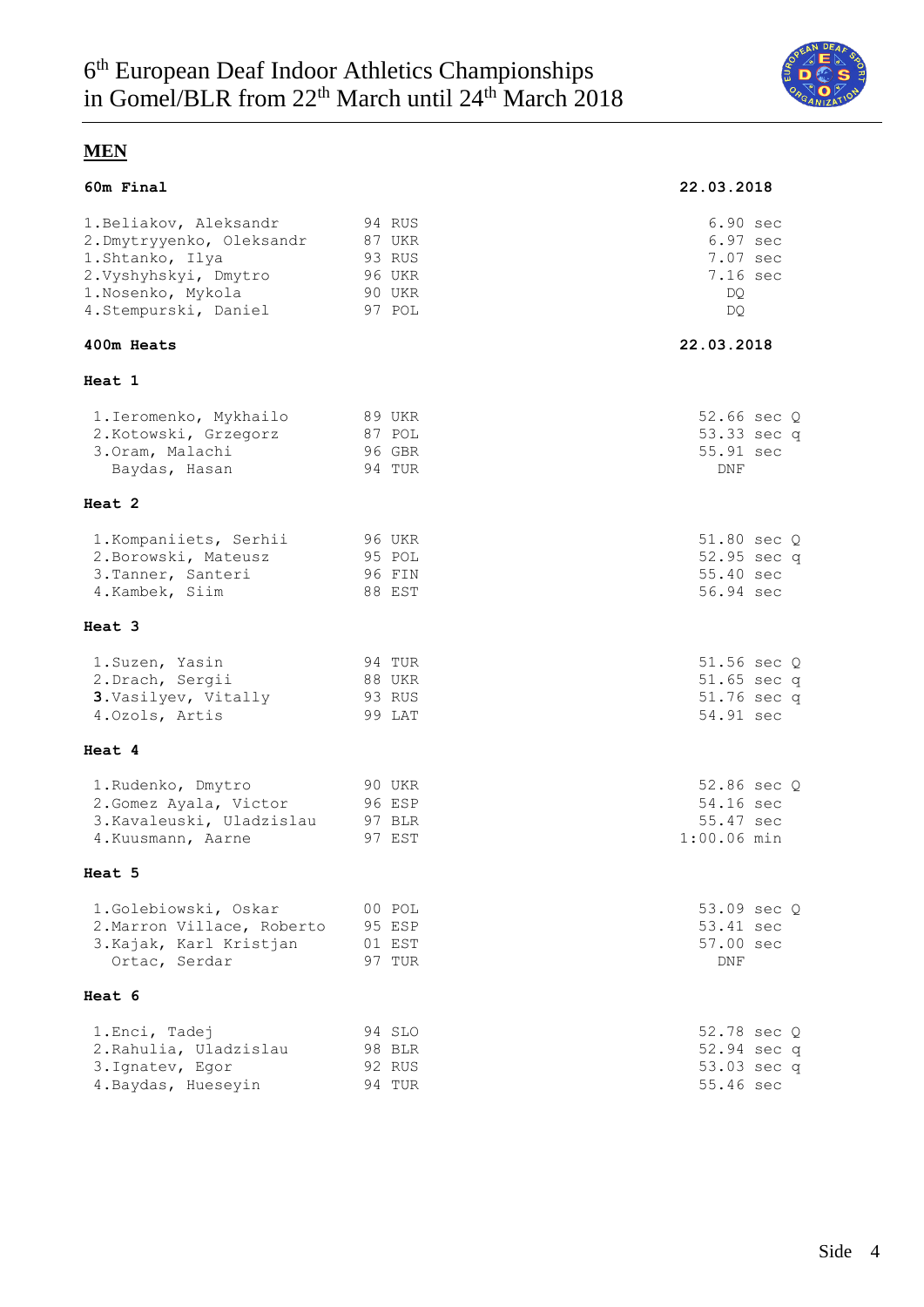# 6th European Deaf Indoor Athletics Championships in Gomel/BLR from 22th March until 24th March 2018

## MEN

### 60m Final — 22.03.2018

| Place | Name | YOB | Country | Result |
|---|---|---|---|---|
| 1. | Beliakov, Aleksandr | 94 | RUS | 6.90 sec |
| 2. | Dmytryyenko, Oleksandr | 87 | UKR | 6.97 sec |
| 1. | Shtanko, Ilya | 93 | RUS | 7.07 sec |
| 2. | Vyshyhskyi, Dmytro | 96 | UKR | 7.16 sec |
| 1. | Nosenko, Mykola | 90 | UKR | DQ |
| 4. | Stempurski, Daniel | 97 | POL | DQ |

### 400m Heats — 22.03.2018

**Heat 1**

| Place | Name | YOB | Country | Result |
|---|---|---|---|---|
| 1. | Ieromenko, Mykhailo | 89 | UKR | 52.66 sec Q |
| 2. | Kotowski, Grzegorz | 87 | POL | 53.33 sec q |
| 3. | Oram, Malachi | 96 | GBR | 55.91 sec |
| | Baydas, Hasan | 94 | TUR | DNF |

**Heat 2**

| Place | Name | YOB | Country | Result |
|---|---|---|---|---|
| 1. | Kompaniiets, Serhii | 96 | UKR | 51.80 sec Q |
| 2. | Borowski, Mateusz | 95 | POL | 52.95 sec q |
| 3. | Tanner, Santeri | 96 | FIN | 55.40 sec |
| 4. | Kambek, Siim | 88 | EST | 56.94 sec |

**Heat 3**

| Place | Name | YOB | Country | Result |
|---|---|---|---|---|
| 1. | Suzen, Yasin | 94 | TUR | 51.56 sec Q |
| 2. | Drach, Sergii | 88 | UKR | 51.65 sec q |
| **3.** | Vasilyev, Vitally | 93 | RUS | 51.76 sec q |
| 4. | Ozols, Artis | 99 | LAT | 54.91 sec |

**Heat 4**

| Place | Name | YOB | Country | Result |
|---|---|---|---|---|
| 1. | Rudenko, Dmytro | 90 | UKR | 52.86 sec Q |
| 2. | Gomez Ayala, Victor | 96 | ESP | 54.16 sec |
| 3. | Kavaleuski, Uladzislau | 97 | BLR | 55.47 sec |
| 4. | Kuusmann, Aarne | 97 | EST | 1:00.06 min |

**Heat 5**

| Place | Name | YOB | Country | Result |
|---|---|---|---|---|
| 1. | Golebiowski, Oskar | 00 | POL | 53.09 sec Q |
| 2. | Marron Villace, Roberto | 95 | ESP | 53.41 sec |
| 3. | Kajak, Karl Kristjan | 01 | EST | 57.00 sec |
| | Ortac, Serdar | 97 | TUR | DNF |

**Heat 6**

| Place | Name | YOB | Country | Result |
|---|---|---|---|---|
| 1. | Enci, Tadej | 94 | SLO | 52.78 sec Q |
| 2. | Rahulia, Uladzislau | 98 | BLR | 52.94 sec q |
| 3. | Ignatev, Egor | 92 | RUS | 53.03 sec q |
| 4. | Baydas, Hueseyin | 94 | TUR | 55.46 sec |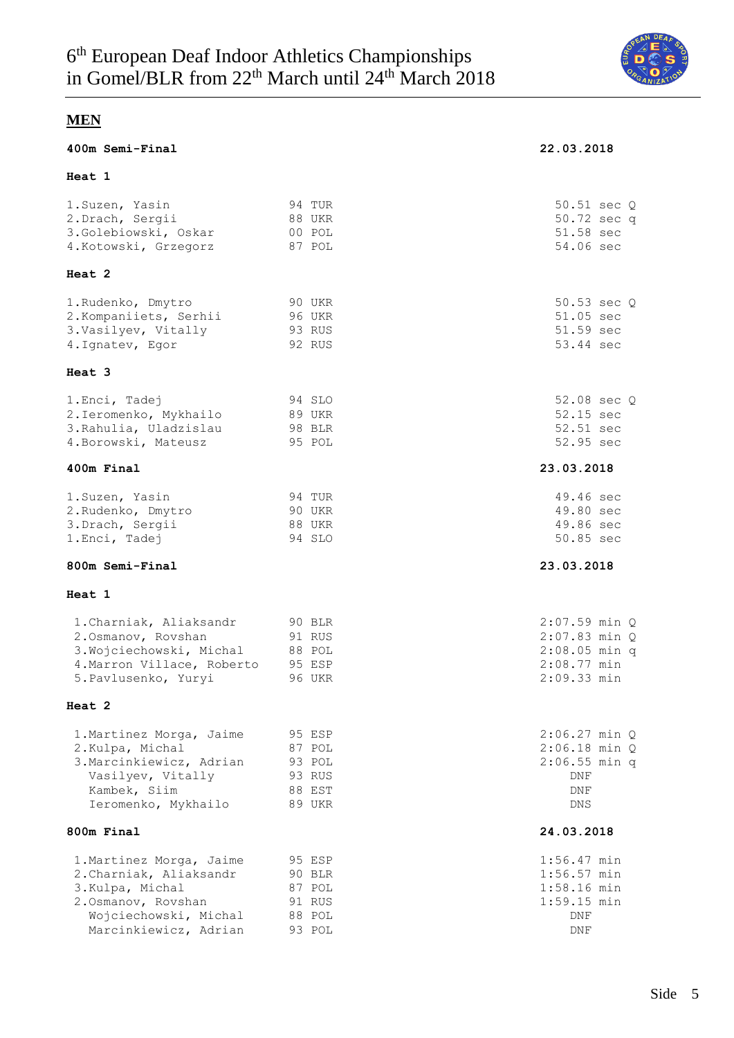# 6th European Deaf Indoor Athletics Championships in Gomel/BLR from 22th March until 24th March 2018

## MEN

### 400m Semi-Final — 22.03.2018

**Heat 1**

| Rank | Name | Year | Country | Result |
|---|---|---|---|---|
| 1. | Suzen, Yasin | 94 | TUR | 50.51 sec Q |
| 2. | Drach, Sergii | 88 | UKR | 50.72 sec q |
| 3. | Golebiowski, Oskar | 00 | POL | 51.58 sec |
| 4. | Kotowski, Grzegorz | 87 | POL | 54.06 sec |

**Heat 2**

| Rank | Name | Year | Country | Result |
|---|---|---|---|---|
| 1. | Rudenko, Dmytro | 90 | UKR | 50.53 sec Q |
| 2. | Kompaniiets, Serhii | 96 | UKR | 51.05 sec |
| 3. | Vasilyev, Vitally | 93 | RUS | 51.59 sec |
| 4. | Ignatev, Egor | 92 | RUS | 53.44 sec |

**Heat 3**

| Rank | Name | Year | Country | Result |
|---|---|---|---|---|
| 1. | Enci, Tadej | 94 | SLO | 52.08 sec Q |
| 2. | Ieromenko, Mykhailo | 89 | UKR | 52.15 sec |
| 3. | Rahulia, Uladzislau | 98 | BLR | 52.51 sec |
| 4. | Borowski, Mateusz | 95 | POL | 52.95 sec |

### 400m Final — 23.03.2018

| Rank | Name | Year | Country | Result |
|---|---|---|---|---|
| 1. | Suzen, Yasin | 94 | TUR | 49.46 sec |
| 2. | Rudenko, Dmytro | 90 | UKR | 49.80 sec |
| 3. | Drach, Sergii | 88 | UKR | 49.86 sec |
| 1. | Enci, Tadej | 94 | SLO | 50.85 sec |

### 800m Semi-Final — 23.03.2018

**Heat 1**

| Rank | Name | Year | Country | Result |
|---|---|---|---|---|
| 1. | Charniak, Aliaksandr | 90 | BLR | 2:07.59 min Q |
| 2. | Osmanov, Rovshan | 91 | RUS | 2:07.83 min Q |
| 3. | Wojciechowski, Michal | 88 | POL | 2:08.05 min q |
| 4. | Marron Villace, Roberto | 95 | ESP | 2:08.77 min |
| 5. | Pavlusenko, Yuryi | 96 | UKR | 2:09.33 min |

**Heat 2**

| Rank | Name | Year | Country | Result |
|---|---|---|---|---|
| 1. | Martinez Morga, Jaime | 95 | ESP | 2:06.27 min Q |
| 2. | Kulpa, Michal | 87 | POL | 2:06.18 min Q |
| 3. | Marcinkiewicz, Adrian | 93 | POL | 2:06.55 min q |
| | Vasilyev, Vitally | 93 | RUS | DNF |
| | Kambek, Siim | 88 | EST | DNF |
| | Ieromenko, Mykhailo | 89 | UKR | DNS |

### 800m Final — 24.03.2018

| Rank | Name | Year | Country | Result |
|---|---|---|---|---|
| 1. | Martinez Morga, Jaime | 95 | ESP | 1:56.47 min |
| 2. | Charniak, Aliaksandr | 90 | BLR | 1:56.57 min |
| 3. | Kulpa, Michal | 87 | POL | 1:58.16 min |
| 2. | Osmanov, Rovshan | 91 | RUS | 1:59.15 min |
| | Wojciechowski, Michal | 88 | POL | DNF |
| | Marcinkiewicz, Adrian | 93 | POL | DNF |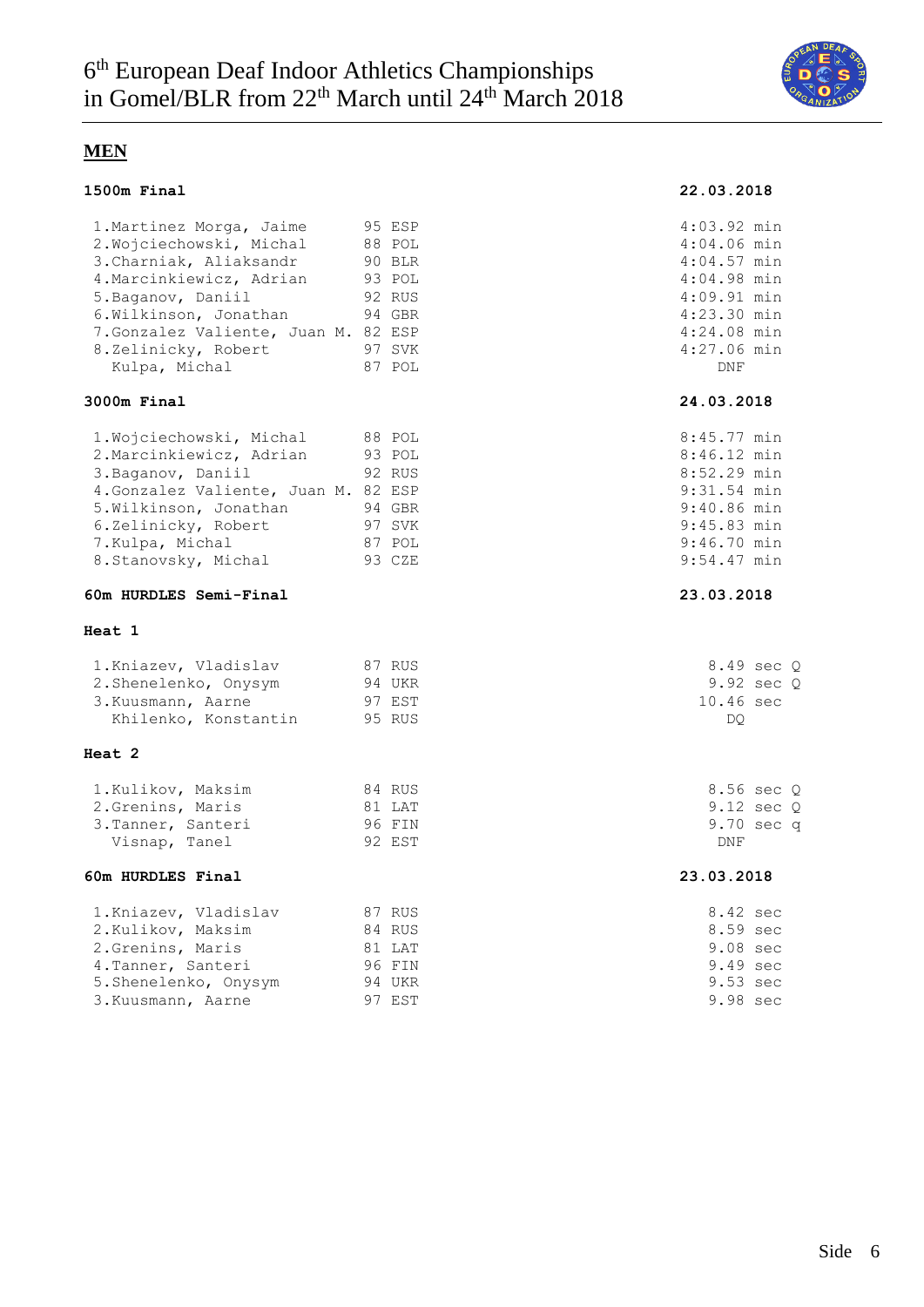# 6th European Deaf Indoor Athletics Championships in Gomel/BLR from 22th March until 24th March 2018

## MEN

### 1500m Final — 22.03.2018

| Place | Name | Year | Country | Result |
|---|---|---|---|---|
| 1. | Martinez Morga, Jaime | 95 | ESP | 4:03.92 min |
| 2. | Wojciechowski, Michal | 88 | POL | 4:04.06 min |
| 3. | Charniak, Aliaksandr | 90 | BLR | 4:04.57 min |
| 4. | Marcinkiewicz, Adrian | 93 | POL | 4:04.98 min |
| 5. | Baganov, Daniil | 92 | RUS | 4:09.91 min |
| 6. | Wilkinson, Jonathan | 94 | GBR | 4:23.30 min |
| 7. | Gonzalez Valiente, Juan M. | 82 | ESP | 4:24.08 min |
| 8. | Zelinicky, Robert | 97 | SVK | 4:27.06 min |
| | Kulpa, Michal | 87 | POL | DNF |

### 3000m Final — 24.03.2018

| Place | Name | Year | Country | Result |
|---|---|---|---|---|
| 1. | Wojciechowski, Michal | 88 | POL | 8:45.77 min |
| 2. | Marcinkiewicz, Adrian | 93 | POL | 8:46.12 min |
| 3. | Baganov, Daniil | 92 | RUS | 8:52.29 min |
| 4. | Gonzalez Valiente, Juan M. | 82 | ESP | 9:31.54 min |
| 5. | Wilkinson, Jonathan | 94 | GBR | 9:40.86 min |
| 6. | Zelinicky, Robert | 97 | SVK | 9:45.83 min |
| 7. | Kulpa, Michal | 87 | POL | 9:46.70 min |
| 8. | Stanovsky, Michal | 93 | CZE | 9:54.47 min |

### 60m HURDLES Semi-Final — 23.03.2018

**Heat 1**

| Place | Name | Year | Country | Result |
|---|---|---|---|---|
| 1. | Kniazev, Vladislav | 87 | RUS | 8.49 sec Q |
| 2. | Shenelenko, Onysym | 94 | UKR | 9.92 sec Q |
| 3. | Kuusmann, Aarne | 97 | EST | 10.46 sec |
| | Khilenko, Konstantin | 95 | RUS | DQ |

**Heat 2**

| Place | Name | Year | Country | Result |
|---|---|---|---|---|
| 1. | Kulikov, Maksim | 84 | RUS | 8.56 sec Q |
| 2. | Grenins, Maris | 81 | LAT | 9.12 sec Q |
| 3. | Tanner, Santeri | 96 | FIN | 9.70 sec q |
| | Visnap, Tanel | 92 | EST | DNF |

### 60m HURDLES Final — 23.03.2018

| Place | Name | Year | Country | Result |
|---|---|---|---|---|
| 1. | Kniazev, Vladislav | 87 | RUS | 8.42 sec |
| 2. | Kulikov, Maksim | 84 | RUS | 8.59 sec |
| 2. | Grenins, Maris | 81 | LAT | 9.08 sec |
| 4. | Tanner, Santeri | 96 | FIN | 9.49 sec |
| 5. | Shenelenko, Onysym | 94 | UKR | 9.53 sec |
| 3. | Kuusmann, Aarne | 97 | EST | 9.98 sec |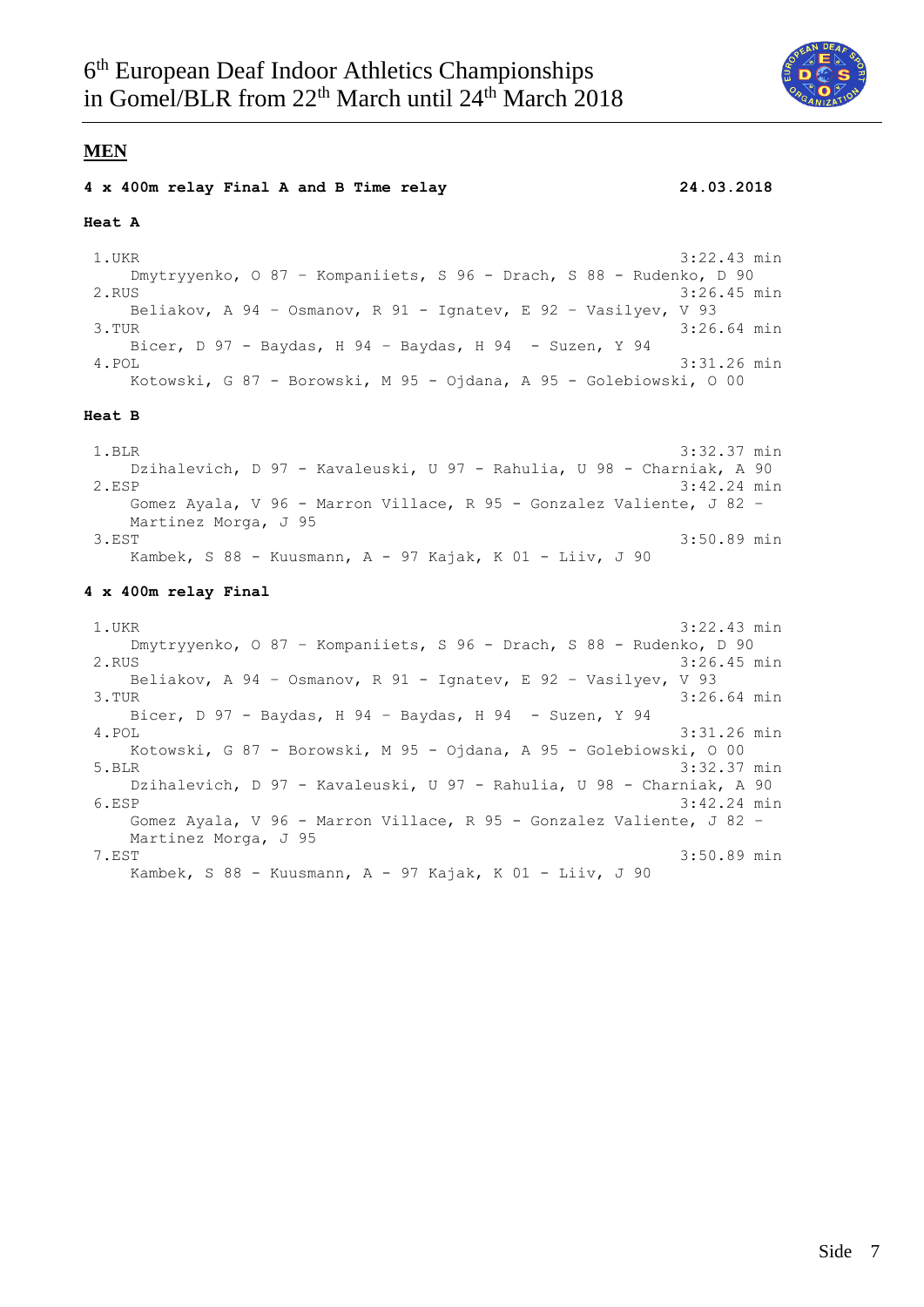# 6th European Deaf Indoor Athletics Championships in Gomel/BLR from 22th March until 24th March 2018

## MEN

**4 x 400m relay Final A and B Time relay** **24.03.2018**

**Heat A**

1.UKR 3:22.43 min
Dmytryyenko, O 87 – Kompaniiets, S 96 - Drach, S 88 - Rudenko, D 90

2.RUS 3:26.45 min
Beliakov, A 94 – Osmanov, R 91 - Ignatev, E 92 – Vasilyev, V 93

3.TUR 3:26.64 min
Bicer, D 97 - Baydas, H 94 – Baydas, H 94 - Suzen, Y 94

4.POL 3:31.26 min
Kotowski, G 87 - Borowski, M 95 - Ojdana, A 95 - Golebiowski, O 00

**Heat B**

1.BLR 3:32.37 min
Dzihalevich, D 97 - Kavaleuski, U 97 - Rahulia, U 98 - Charniak, A 90

2.ESP 3:42.24 min
Gomez Ayala, V 96 - Marron Villace, R 95 - Gonzalez Valiente, J 82 – Martinez Morga, J 95

3.EST 3:50.89 min
Kambek, S 88 - Kuusmann, A - 97 Kajak, K 01 - Liiv, J 90

**4 x 400m relay Final**

1.UKR 3:22.43 min
Dmytryyenko, O 87 – Kompaniiets, S 96 - Drach, S 88 - Rudenko, D 90

2.RUS 3:26.45 min
Beliakov, A 94 – Osmanov, R 91 - Ignatev, E 92 – Vasilyev, V 93

3.TUR 3:26.64 min
Bicer, D 97 - Baydas, H 94 – Baydas, H 94 - Suzen, Y 94

4.POL 3:31.26 min
Kotowski, G 87 - Borowski, M 95 - Ojdana, A 95 - Golebiowski, O 00

5.BLR 3:32.37 min
Dzihalevich, D 97 - Kavaleuski, U 97 - Rahulia, U 98 - Charniak, A 90

6.ESP 3:42.24 min
Gomez Ayala, V 96 - Marron Villace, R 95 - Gonzalez Valiente, J 82 – Martinez Morga, J 95

7.EST 3:50.89 min
Kambek, S 88 - Kuusmann, A - 97 Kajak, K 01 - Liiv, J 90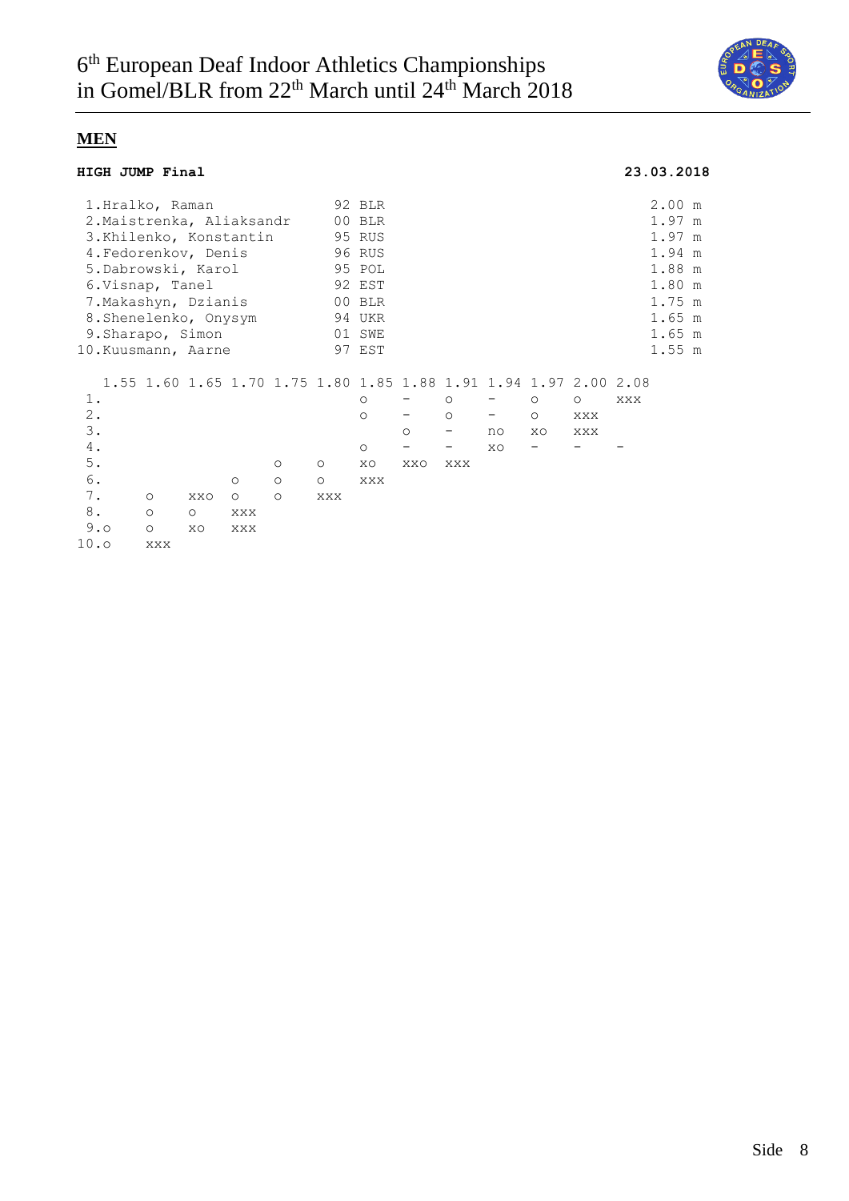# 6[th] European Deaf Indoor Athletics Championships in Gomel/BLR from 22[th] March until 24[th] March 2018

## MEN

**HIGH JUMP Final** **23.03.2018**

| Place | Name | Year | Nation | Result |
|---|---|---|---|---|
| 1. | Hralko, Raman | 92 | BLR | 2.00 m |
| 2. | Maistrenka, Aliaksandr | 00 | BLR | 1.97 m |
| 3. | Khilenko, Konstantin | 95 | RUS | 1.97 m |
| 4. | Fedorenkov, Denis | 96 | RUS | 1.94 m |
| 5. | Dabrowski, Karol | 95 | POL | 1.88 m |
| 6. | Visnap, Tanel | 92 | EST | 1.80 m |
| 7. | Makashyn, Dzianis | 00 | BLR | 1.75 m |
| 8. | Shenelenko, Onysym | 94 | UKR | 1.65 m |
| 9. | Sharapo, Simon | 01 | SWE | 1.65 m |
| 10. | Kuusmann, Aarne | 97 | EST | 1.55 m |

| | 1.55 | 1.60 | 1.65 | 1.70 | 1.75 | 1.80 | 1.85 | 1.88 | 1.91 | 1.94 | 1.97 | 2.00 | 2.08 |
|---|---|---|---|---|---|---|---|---|---|---|---|---|---|
| 1. | | | | | | | o | - | o | - | o | o | xxx |
| 2. | | | | | | | o | - | o | - | o | xxx | |
| 3. | | | | | | | | o | - | no | xo | xxx | |
| 4. | | | | | | | o | - | - | xo | - | - | - |
| 5. | | | | | o | o | xo | xxo | xxx | | | | |
| 6. | | | | o | o | o | xxx | | | | | | |
| 7. | | o | xxo | o | o | xxx | | | | | | | |
| 8. | | o | o | xxx | | | | | | | | | |
| 9. | o | o | xo | xxx | | | | | | | | | |
| 10. | o | xxx | | | | | | | | | | | |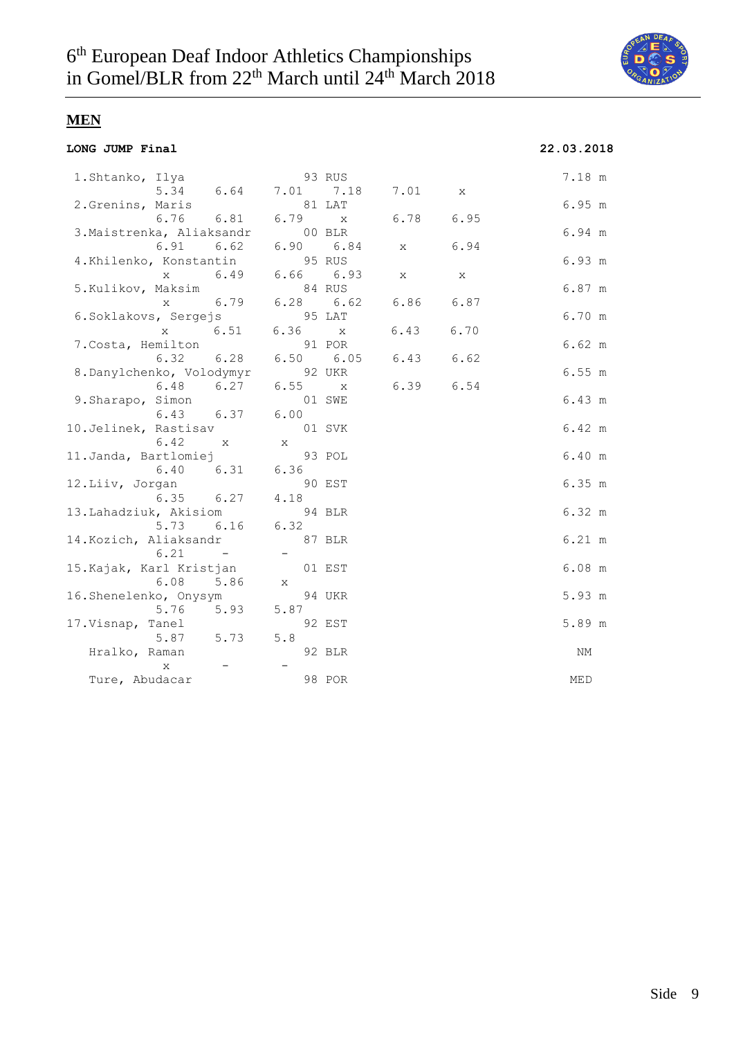# 6th European Deaf Indoor Athletics Championships in Gomel/BLR from 22th March until 24th March 2018

## MEN

**LONG JUMP Final** **22.03.2018**

| Place | Name | Year | Nation | 1 | 2 | 3 | 4 | 5 | 6 | Result |
|---|---|---|---|---|---|---|---|---|---|---|
| 1. | Shtanko, Ilya | 93 | RUS | 5.34 | 6.64 | 7.01 | 7.18 | 7.01 | x | 7.18 m |
| 2. | Grenins, Maris | 81 | LAT | 6.76 | 6.81 | 6.79 | x | 6.78 | 6.95 | 6.95 m |
| 3. | Maistrenka, Aliaksandr | 00 | BLR | 6.91 | 6.62 | 6.90 | 6.84 | x | 6.94 | 6.94 m |
| 4. | Khilenko, Konstantin | 95 | RUS | x | 6.49 | 6.66 | 6.93 | x | x | 6.93 m |
| 5. | Kulikov, Maksim | 84 | RUS | x | 6.79 | 6.28 | 6.62 | 6.86 | 6.87 | 6.87 m |
| 6. | Soklakovs, Sergejs | 95 | LAT | x | 6.51 | 6.36 | x | 6.43 | 6.70 | 6.70 m |
| 7. | Costa, Hemilton | 91 | POR | 6.32 | 6.28 | 6.50 | 6.05 | 6.43 | 6.62 | 6.62 m |
| 8. | Danylchenko, Volodymyr | 92 | UKR | 6.48 | 6.27 | 6.55 | x | 6.39 | 6.54 | 6.55 m |
| 9. | Sharapo, Simon | 01 | SWE | 6.43 | 6.37 | 6.00 | | | | 6.43 m |
| 10. | Jelinek, Rastisav | 01 | SVK | 6.42 | x | x | | | | 6.42 m |
| 11. | Janda, Bartlomiej | 93 | POL | 6.40 | 6.31 | 6.36 | | | | 6.40 m |
| 12. | Liiv, Jorgan | 90 | EST | 6.35 | 6.27 | 4.18 | | | | 6.35 m |
| 13. | Lahadziuk, Akisiom | 94 | BLR | 5.73 | 6.16 | 6.32 | | | | 6.32 m |
| 14. | Kozich, Aliaksandr | 87 | BLR | 6.21 | - | - | | | | 6.21 m |
| 15. | Kajak, Karl Kristjan | 01 | EST | 6.08 | 5.86 | x | | | | 6.08 m |
| 16. | Shenelenko, Onysym | 94 | UKR | 5.76 | 5.93 | 5.87 | | | | 5.93 m |
| 17. | Visnap, Tanel | 92 | EST | 5.87 | 5.73 | 5.8 | | | | 5.89 m |
| | Hralko, Raman | 92 | BLR | x | - | - | | | | NM |
| | Ture, Abudacar | 98 | POR | | | | | | | MED |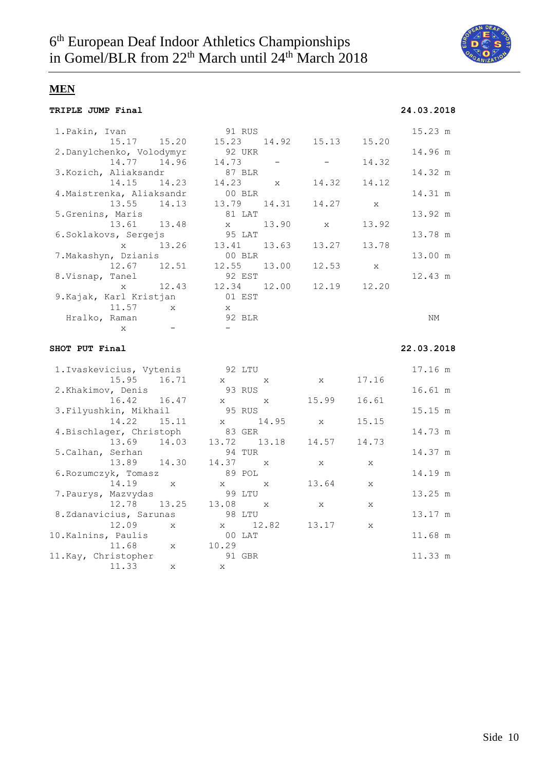# 6th European Deaf Indoor Athletics Championships in Gomel/BLR from 22th March until 24th March 2018

## MEN

### TRIPLE JUMP Final — 24.03.2018

| Place | Name | Year | Nation | 1 | 2 | 3 | 4 | 5 | 6 | Result |
|---|---|---|---|---|---|---|---|---|---|---|
| 1. | Pakin, Ivan | 91 | RUS | 15.17 | 15.20 | 15.23 | 14.92 | 15.13 | 15.20 | 15.23 m |
| 2. | Danylchenko, Volodymyr | 92 | UKR | 14.77 | 14.96 | 14.73 | - | - | 14.32 | 14.96 m |
| 3. | Kozich, Aliaksandr | 87 | BLR | 14.15 | 14.23 | 14.23 | x | 14.32 | 14.12 | 14.32 m |
| 4. | Maistrenka, Aliaksandr | 00 | BLR | 13.55 | 14.13 | 13.79 | 14.31 | 14.27 | x | 14.31 m |
| 5. | Grenins, Maris | 81 | LAT | 13.61 | 13.48 | x | 13.90 | x | 13.92 | 13.92 m |
| 6. | Soklakovs, Sergejs | 95 | LAT | x | 13.26 | 13.41 | 13.63 | 13.27 | 13.78 | 13.78 m |
| 7. | Makashyn, Dzianis | 00 | BLR | 12.67 | 12.51 | 12.55 | 13.00 | 12.53 | x | 13.00 m |
| 8. | Visnap, Tanel | 92 | EST | x | 12.43 | 12.34 | 12.00 | 12.19 | 12.20 | 12.43 m |
| 9. | Kajak, Karl Kristjan | 01 | EST | 11.57 | x | x | | | | |
| | Hralko, Raman | 92 | BLR | x | - | - | | | | NM |

### SHOT PUT Final — 22.03.2018

| Place | Name | Year | Nation | 1 | 2 | 3 | 4 | 5 | 6 | Result |
|---|---|---|---|---|---|---|---|---|---|---|
| 1. | Ivaskevicius, Vytenis | 92 | LTU | 15.95 | 16.71 | x | x | x | 17.16 | 17.16 m |
| 2. | Khakimov, Denis | 93 | RUS | 16.42 | 16.47 | x | x | 15.99 | 16.61 | 16.61 m |
| 3. | Filyushkin, Mikhail | 95 | RUS | 14.22 | 15.11 | x | 14.95 | x | 15.15 | 15.15 m |
| 4. | Bischlager, Christoph | 83 | GER | 13.69 | 14.03 | 13.72 | 13.18 | 14.57 | 14.73 | 14.73 m |
| 5. | Calhan, Serhan | 94 | TUR | 13.89 | 14.30 | 14.37 | x | x | x | 14.37 m |
| 6. | Rozumczyk, Tomasz | 89 | POL | 14.19 | x | x | x | 13.64 | x | 14.19 m |
| 7. | Paurys, Mazvydas | 99 | LTU | 12.78 | 13.25 | 13.08 | x | x | x | 13.25 m |
| 8. | Zdanavicius, Sarunas | 98 | LTU | 12.09 | x | x | 12.82 | 13.17 | x | 13.17 m |
| 10. | Kalnins, Paulis | 00 | LAT | 11.68 | x | 10.29 | | | | 11.68 m |
| 11. | Kay, Christopher | 91 | GBR | 11.33 | x | x | | | | 11.33 m |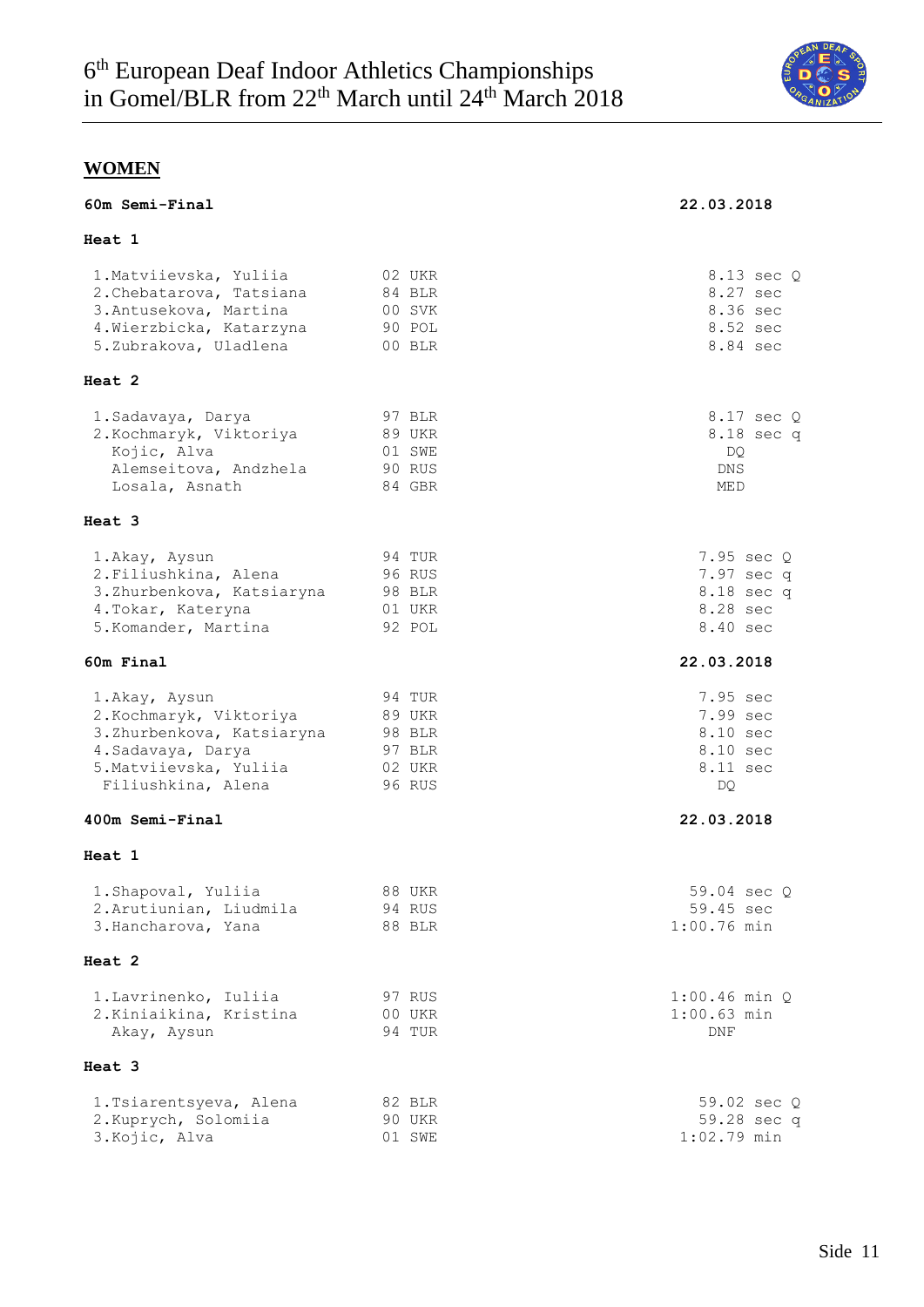## WOMEN

### 60m Semi-Final — 22.03.2018

**Heat 1**

| Rank | Name | Year | Country | Result |
|---|---|---|---|---|
| 1. | Matviievska, Yuliia | 02 | UKR | 8.13 sec Q |
| 2. | Chebatarova, Tatsiana | 84 | BLR | 8.27 sec |
| 3. | Antusekova, Martina | 00 | SVK | 8.36 sec |
| 4. | Wierzbicka, Katarzyna | 90 | POL | 8.52 sec |
| 5. | Zubrakova, Uladlena | 00 | BLR | 8.84 sec |

**Heat 2**

| Rank | Name | Year | Country | Result |
|---|---|---|---|---|
| 1. | Sadavaya, Darya | 97 | BLR | 8.17 sec Q |
| 2. | Kochmaryk, Viktoriya | 89 | UKR | 8.18 sec q |
| | Kojic, Alva | 01 | SWE | DQ |
| | Alemseitova, Andzhela | 90 | RUS | DNS |
| | Losala, Asnath | 84 | GBR | MED |

**Heat 3**

| Rank | Name | Year | Country | Result |
|---|---|---|---|---|
| 1. | Akay, Aysun | 94 | TUR | 7.95 sec Q |
| 2. | Filiushkina, Alena | 96 | RUS | 7.97 sec q |
| 3. | Zhurbenkova, Katsiaryna | 98 | BLR | 8.18 sec q |
| 4. | Tokar, Kateryna | 01 | UKR | 8.28 sec |
| 5. | Komander, Martina | 92 | POL | 8.40 sec |

### 60m Final — 22.03.2018

| Rank | Name | Year | Country | Result |
|---|---|---|---|---|
| 1. | Akay, Aysun | 94 | TUR | 7.95 sec |
| 2. | Kochmaryk, Viktoriya | 89 | UKR | 7.99 sec |
| 3. | Zhurbenkova, Katsiaryna | 98 | BLR | 8.10 sec |
| 4. | Sadavaya, Darya | 97 | BLR | 8.10 sec |
| 5. | Matviievska, Yuliia | 02 | UKR | 8.11 sec |
| | Filiushkina, Alena | 96 | RUS | DQ |

### 400m Semi-Final — 22.03.2018

**Heat 1**

| Rank | Name | Year | Country | Result |
|---|---|---|---|---|
| 1. | Shapoval, Yuliia | 88 | UKR | 59.04 sec Q |
| 2. | Arutiunian, Liudmila | 94 | RUS | 59.45 sec |
| 3. | Hancharova, Yana | 88 | BLR | 1:00.76 min |

**Heat 2**

| Rank | Name | Year | Country | Result |
|---|---|---|---|---|
| 1. | Lavrinenko, Iuliia | 97 | RUS | 1:00.46 min Q |
| 2. | Kiniaikina, Kristina | 00 | UKR | 1:00.63 min |
| | Akay, Aysun | 94 | TUR | DNF |

**Heat 3**

| Rank | Name | Year | Country | Result |
|---|---|---|---|---|
| 1. | Tsiarentsyeva, Alena | 82 | BLR | 59.02 sec Q |
| 2. | Kuprych, Solomiia | 90 | UKR | 59.28 sec q |
| 3. | Kojic, Alva | 01 | SWE | 1:02.79 min |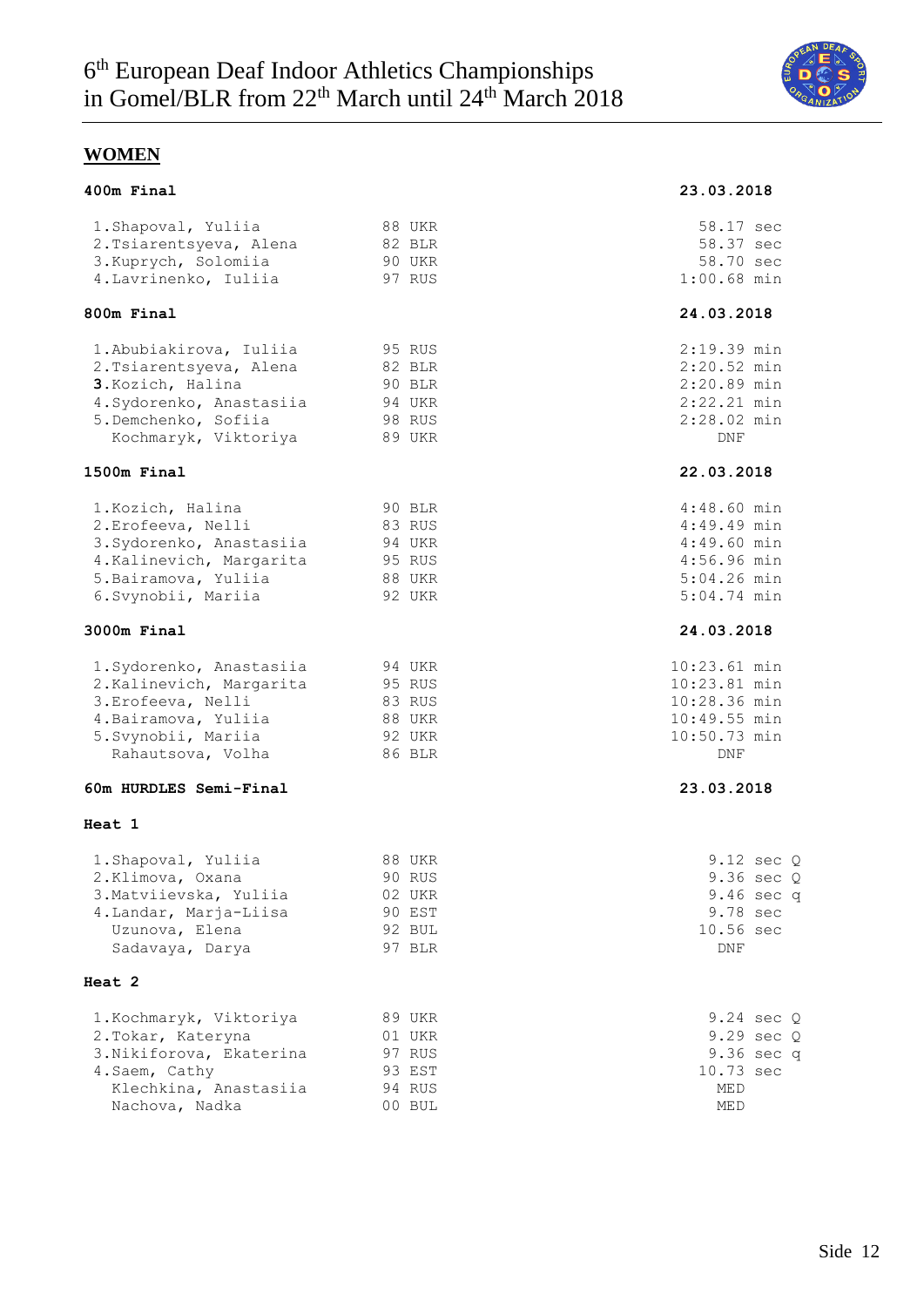# 6th European Deaf Indoor Athletics Championships in Gomel/BLR from 22th March until 24th March 2018

## WOMEN

### 400m Final — 23.03.2018

| Place | Name | Year | Country | Result |
|---|---|---|---|---|
| 1. | Shapoval, Yuliia | 88 | UKR | 58.17 sec |
| 2. | Tsiarentsyeva, Alena | 82 | BLR | 58.37 sec |
| 3. | Kuprych, Solomiia | 90 | UKR | 58.70 sec |
| 4. | Lavrinenko, Iuliia | 97 | RUS | 1:00.68 min |

### 800m Final — 24.03.2018

| Place | Name | Year | Country | Result |
|---|---|---|---|---|
| 1. | Abubiakirova, Iuliia | 95 | RUS | 2:19.39 min |
| 2. | Tsiarentsyeva, Alena | 82 | BLR | 2:20.52 min |
| 3. | Kozich, Halina | 90 | BLR | 2:20.89 min |
| 4. | Sydorenko, Anastasiia | 94 | UKR | 2:22.21 min |
| 5. | Demchenko, Sofiia | 98 | RUS | 2:28.02 min |
| | Kochmaryk, Viktoriya | 89 | UKR | DNF |

### 1500m Final — 22.03.2018

| Place | Name | Year | Country | Result |
|---|---|---|---|---|
| 1. | Kozich, Halina | 90 | BLR | 4:48.60 min |
| 2. | Erofeeva, Nelli | 83 | RUS | 4:49.49 min |
| 3. | Sydorenko, Anastasiia | 94 | UKR | 4:49.60 min |
| 4. | Kalinevich, Margarita | 95 | RUS | 4:56.96 min |
| 5. | Bairamova, Yuliia | 88 | UKR | 5:04.26 min |
| 6. | Svynobii, Mariia | 92 | UKR | 5:04.74 min |

### 3000m Final — 24.03.2018

| Place | Name | Year | Country | Result |
|---|---|---|---|---|
| 1. | Sydorenko, Anastasiia | 94 | UKR | 10:23.61 min |
| 2. | Kalinevich, Margarita | 95 | RUS | 10:23.81 min |
| 3. | Erofeeva, Nelli | 83 | RUS | 10:28.36 min |
| 4. | Bairamova, Yuliia | 88 | UKR | 10:49.55 min |
| 5. | Svynobii, Mariia | 92 | UKR | 10:50.73 min |
| | Rahautsova, Volha | 86 | BLR | DNF |

### 60m HURDLES Semi-Final — 23.03.2018

#### Heat 1

| Place | Name | Year | Country | Result |
|---|---|---|---|---|
| 1. | Shapoval, Yuliia | 88 | UKR | 9.12 sec Q |
| 2. | Klimova, Oxana | 90 | RUS | 9.36 sec Q |
| 3. | Matviievska, Yuliia | 02 | UKR | 9.46 sec q |
| 4. | Landar, Marja-Liisa | 90 | EST | 9.78 sec |
| | Uzunova, Elena | 92 | BUL | 10.56 sec |
| | Sadavaya, Darya | 97 | BLR | DNF |

#### Heat 2

| Place | Name | Year | Country | Result |
|---|---|---|---|---|
| 1. | Kochmaryk, Viktoriya | 89 | UKR | 9.24 sec Q |
| 2. | Tokar, Kateryna | 01 | UKR | 9.29 sec Q |
| 3. | Nikiforova, Ekaterina | 97 | RUS | 9.36 sec q |
| 4. | Saem, Cathy | 93 | EST | 10.73 sec |
| | Klechkina, Anastasiia | 94 | RUS | MED |
| | Nachova, Nadka | 00 | BUL | MED |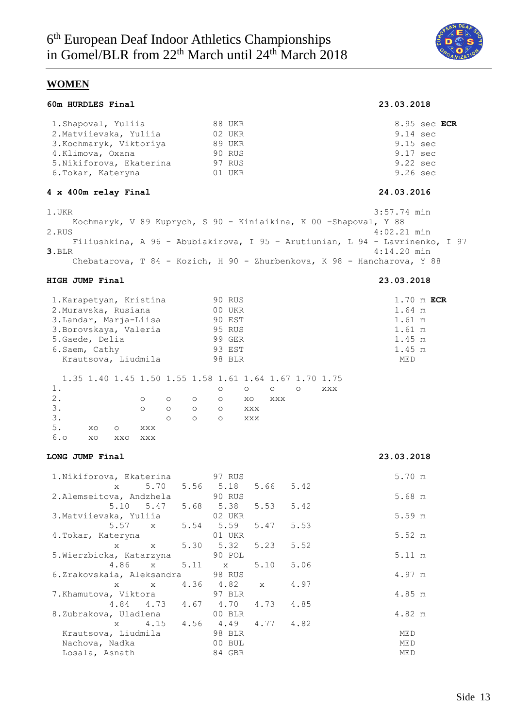## WOMEN

### 60m HURDLES Final — 23.03.2018

| Place | Name | Year | Nation | Result |
|---|---|---|---|---|
| 1. | Shapoval, Yuliia | 88 | UKR | 8.95 sec **ECR** |
| 2. | Matviievska, Yuliia | 02 | UKR | 9.14 sec |
| 3. | Kochmaryk, Viktoriya | 89 | UKR | 9.15 sec |
| 4. | Klimova, Oxana | 90 | RUS | 9.17 sec |
| 5. | Nikiforova, Ekaterina | 97 | RUS | 9.22 sec |
| 6. | Tokar, Kateryna | 01 | UKR | 9.26 sec |

### 4 x 400m relay Final — 24.03.2016

1.UKR — 3:57.74 min
Kochmaryk, V 89 Kuprych, S 90 - Kiniaikina, K 00 –Shapoval, Y 88

2.RUS — 4:02.21 min
Filiushkina, A 96 - Abubiakirova, I 95 – Arutiunian, L 94 - Lavrinenko, I 97

**3.**BLR — 4:14.20 min
Chebatarova, T 84 - Kozich, H 90 - Zhurbenkova, K 98 - Hancharova, Y 88

### HIGH JUMP Final — 23.03.2018

| Place | Name | Year | Nation | Result |
|---|---|---|---|---|
| 1. | Karapetyan, Kristina | 90 | RUS | 1.70 m **ECR** |
| 2. | Muravska, Rusiana | 00 | UKR | 1.64 m |
| 3. | Landar, Marja-Liisa | 90 | EST | 1.61 m |
| 3. | Borovskaya, Valeria | 95 | RUS | 1.61 m |
| 5. | Gaede, Delia | 99 | GER | 1.45 m |
| 6. | Saem, Cathy | 93 | EST | 1.45 m |
| | Krautsova, Liudmila | 98 | BLR | MED |

| | 1.35 | 1.40 | 1.45 | 1.50 | 1.55 | 1.58 | 1.61 | 1.64 | 1.67 | 1.70 | 1.75 |
|---|---|---|---|---|---|---|---|---|---|---|---|
| 1. | | | | | | | o | o | o | o | xxx |
| 2. | | | | o | o | o | o | xo | xxx | | |
| 3. | | | | o | o | o | o | xxx | | | |
| 3. | | | | | o | o | o | xxx | | | |
| 5. | | xo | o | xxx | | | | | | | |
| 6. | o | xo | xxo | xxx | | | | | | | |

### LONG JUMP Final — 23.03.2018

| Place | Name | Year | Nation | Attempts | Result |
|---|---|---|---|---|---|
| 1. | Nikiforova, Ekaterina | 97 | RUS | x 5.70 5.56 5.18 5.66 5.42 | 5.70 m |
| 2. | Alemseitova, Andzhela | 90 | RUS | 5.10 5.47 5.68 5.38 5.53 5.42 | 5.68 m |
| 3. | Matviievska, Yuliia | 02 | UKR | 5.57 x 5.54 5.59 5.47 5.53 | 5.59 m |
| 4. | Tokar, Kateryna | 01 | UKR | x x 5.30 5.32 5.23 5.52 | 5.52 m |
| 5. | Wierzbicka, Katarzyna | 90 | POL | 4.86 x 5.11 x 5.10 5.06 | 5.11 m |
| 6. | Zrakovskaia, Aleksandra | 98 | RUS | x x 4.36 4.82 x 4.97 | 4.97 m |
| 7. | Khamutova, Viktora | 97 | BLR | 4.84 4.73 4.67 4.70 4.73 4.85 | 4.85 m |
| 8. | Zubrakova, Uladlena | 00 | BLR | x 4.15 4.56 4.49 4.77 4.82 | 4.82 m |
| | Krautsova, Liudmila | 98 | BLR | | MED |
| | Nachova, Nadka | 00 | BUL | | MED |
| | Losala, Asnath | 84 | GBR | | MED |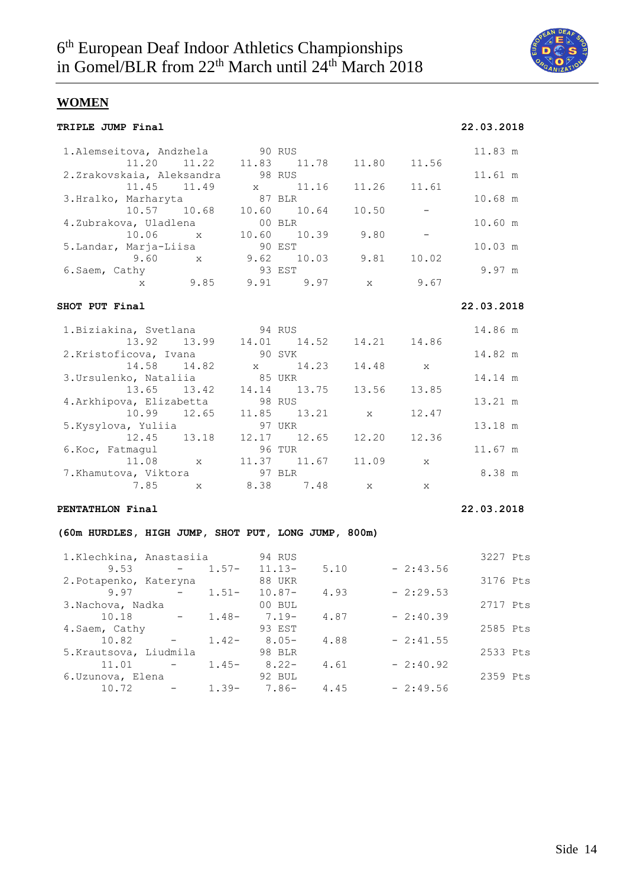# 6th European Deaf Indoor Athletics Championships in Gomel/BLR from 22th March until 24th March 2018

## WOMEN

### TRIPLE JUMP Final — 22.03.2018

| Place | Name | Year | Nation | 1 | 2 | 3 | 4 | 5 | 6 | Result |
|---|---|---|---|---|---|---|---|---|---|---|
| 1. | Alemseitova, Andzhela | 90 | RUS | 11.20 | 11.22 | 11.83 | 11.78 | 11.80 | 11.56 | 11.83 m |
| 2. | Zrakovskaia, Aleksandra | 98 | RUS | 11.45 | 11.49 | x | 11.16 | 11.26 | 11.61 | 11.61 m |
| 3. | Hralko, Marharyta | 87 | BLR | 10.57 | 10.68 | 10.60 | 10.64 | 10.50 | - | 10.68 m |
| 4. | Zubrakova, Uladlena | 00 | BLR | 10.06 | x | 10.60 | 10.39 | 9.80 | - | 10.60 m |
| 5. | Landar, Marja-Liisa | 90 | EST | 9.60 | x | 9.62 | 10.03 | 9.81 | 10.02 | 10.03 m |
| 6. | Saem, Cathy | 93 | EST | x | 9.85 | 9.91 | 9.97 | x | 9.67 | 9.97 m |

### SHOT PUT Final — 22.03.2018

| Place | Name | Year | Nation | 1 | 2 | 3 | 4 | 5 | 6 | Result |
|---|---|---|---|---|---|---|---|---|---|---|
| 1. | Biziakina, Svetlana | 94 | RUS | 13.92 | 13.99 | 14.01 | 14.52 | 14.21 | 14.86 | 14.86 m |
| 2. | Kristoficova, Ivana | 90 | SVK | 14.58 | 14.82 | x | 14.23 | 14.48 | x | 14.82 m |
| 3. | Ursulenko, Nataliia | 85 | UKR | 13.65 | 13.42 | 14.14 | 13.75 | 13.56 | 13.85 | 14.14 m |
| 4. | Arkhipova, Elizabetta | 98 | RUS | 10.99 | 12.65 | 11.85 | 13.21 | x | 12.47 | 13.21 m |
| 5. | Kysylova, Yuliia | 97 | UKR | 12.45 | 13.18 | 12.17 | 12.65 | 12.20 | 12.36 | 13.18 m |
| 6. | Koc, Fatmagul | 96 | TUR | 11.08 | x | 11.37 | 11.67 | 11.09 | x | 11.67 m |
| 7. | Khamutova, Viktora | 97 | BLR | 7.85 | x | 8.38 | 7.48 | x | x | 8.38 m |

### PENTATHLON Final — 22.03.2018

**(60m HURDLES, HIGH JUMP, SHOT PUT, LONG JUMP, 800m)**

| Place | Name | Year | Nation | 60m Hurdles | High Jump | Shot Put | Long Jump | 800m | Result |
|---|---|---|---|---|---|---|---|---|---|
| 1. | Klechkina, Anastasiia | 94 | RUS | 9.53 | 1.57 | 11.13 | 5.10 | 2:43.56 | 3227 Pts |
| 2. | Potapenko, Kateryna | 88 | UKR | 9.97 | 1.51 | 10.87 | 4.93 | 2:29.53 | 3176 Pts |
| 3. | Nachova, Nadka | 00 | BUL | 10.18 | 1.48 | 7.19 | 4.87 | 2:40.39 | 2717 Pts |
| 4. | Saem, Cathy | 93 | EST | 10.82 | 1.42 | 8.05 | 4.88 | 2:41.55 | 2585 Pts |
| 5. | Krautsova, Liudmila | 98 | BLR | 11.01 | 1.45 | 8.22 | 4.61 | 2:40.92 | 2533 Pts |
| 6. | Uzunova, Elena | 92 | BUL | 10.72 | 1.39 | 7.86 | 4.45 | 2:49.56 | 2359 Pts |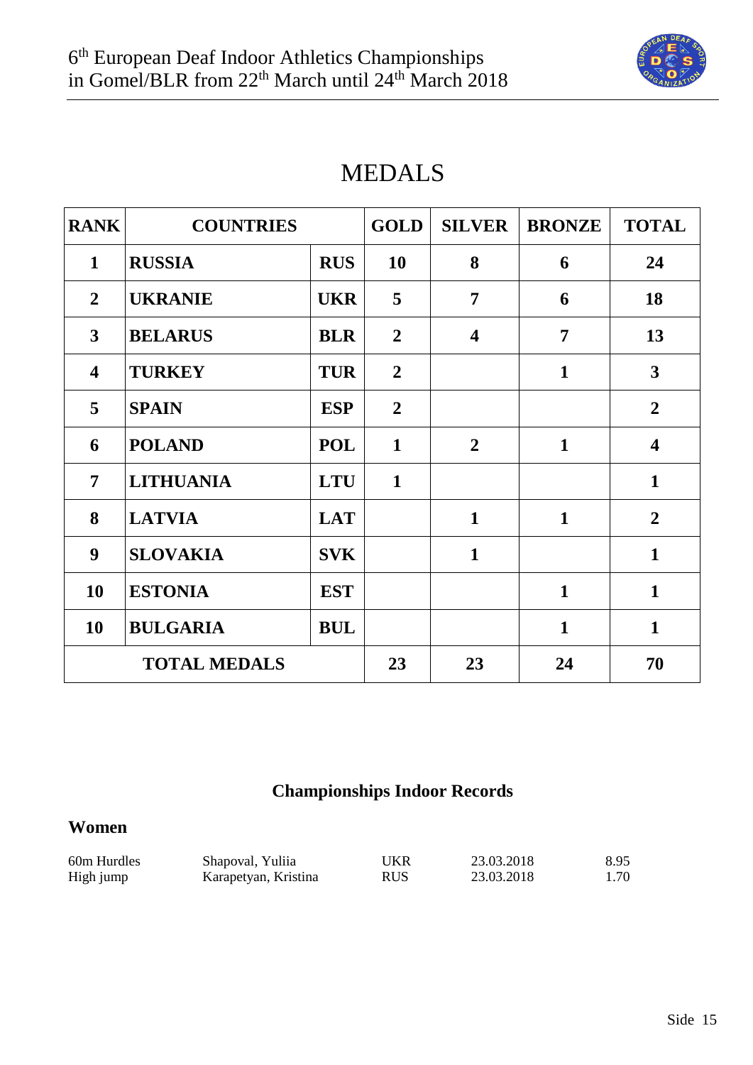# MEDALS

| RANK | COUNTRIES | | GOLD | SILVER | BRONZE | TOTAL |
|---|---|---|---|---|---|---|
| 1 | RUSSIA | RUS | 10 | 8 | 6 | 24 |
| 2 | UKRANIE | UKR | 5 | 7 | 6 | 18 |
| 3 | BELARUS | BLR | 2 | 4 | 7 | 13 |
| 4 | TURKEY | TUR | 2 | | 1 | 3 |
| 5 | SPAIN | ESP | 2 | | | 2 |
| 6 | POLAND | POL | 1 | 2 | 1 | 4 |
| 7 | LITHUANIA | LTU | 1 | | | 1 |
| 8 | LATVIA | LAT | | 1 | 1 | 2 |
| 9 | SLOVAKIA | SVK | | 1 | | 1 |
| 10 | ESTONIA | EST | | | 1 | 1 |
| 10 | BULGARIA | BUL | | | 1 | 1 |
| TOTAL MEDALS | | | 23 | 23 | 24 | 70 |

## Championships Indoor Records

### Women

| | | | | |
|---|---|---|---|---|
| 60m Hurdles | Shapoval, Yuliia | UKR | 23.03.2018 | 8.95 |
| High jump | Karapetyan, Kristina | RUS | 23.03.2018 | 1.70 |